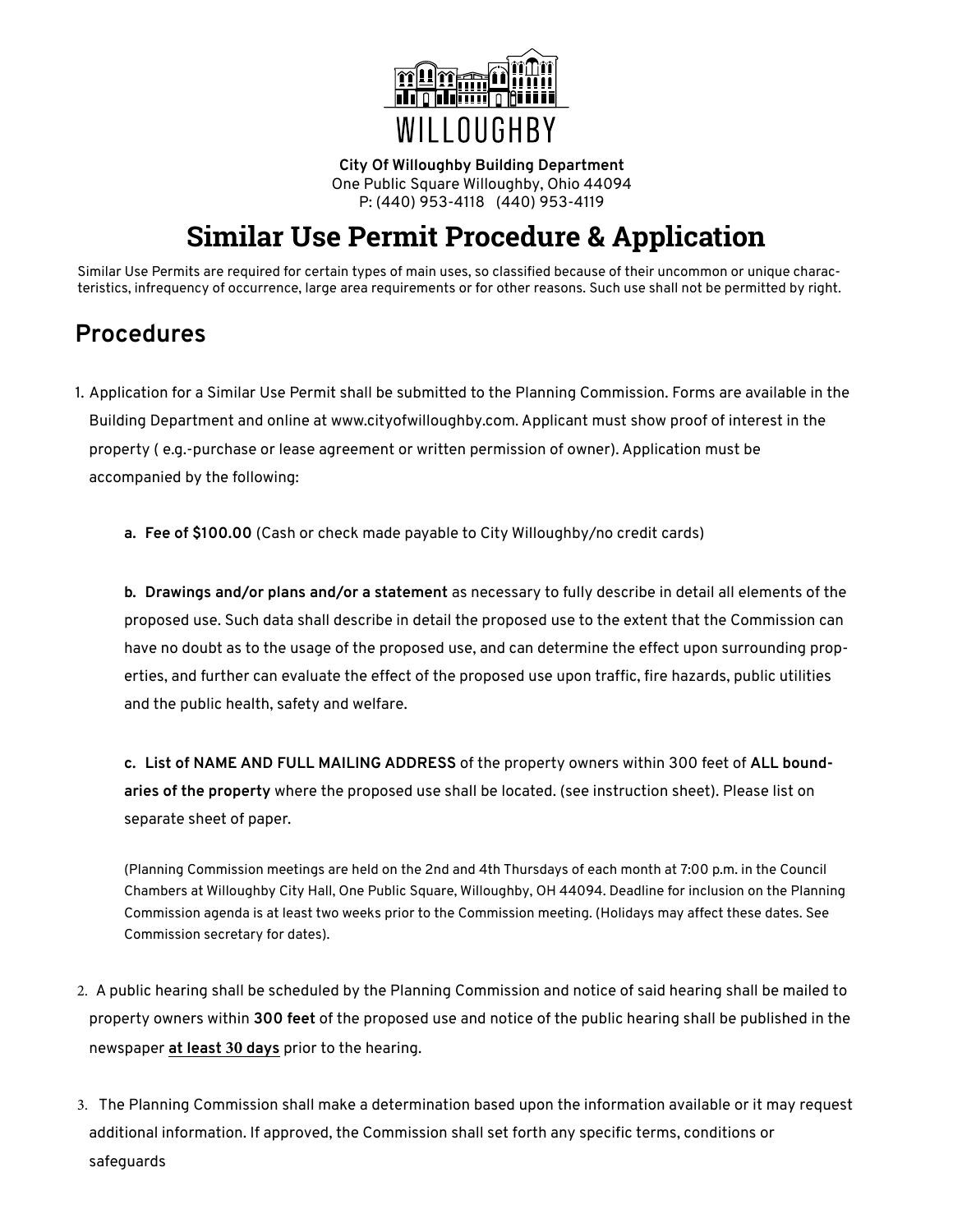WILLOUGHBY

**City Of Willoughby Building Department**
One Public Square Willoughby, Ohio 44094
P: (440) 953-4118 (440) 953-4119

# Similar Use Permit Procedure & Application

Similar Use Permits are required for certain types of main uses, so classified because of their uncommon or unique characteristics, infrequency of occurrence, large area requirements or for other reasons. Such use shall not be permitted by right.

## Procedures

1. Application for a Similar Use Permit shall be submitted to the Planning Commission. Forms are available in the Building Department and online at www.cityofwilloughby.com. Applicant must show proof of interest in the property ( e.g.-purchase or lease agreement or written permission of owner). Application must be accompanied by the following:

   **a. Fee of $100.00** (Cash or check made payable to City Willoughby/no credit cards)

   **b. Drawings and/or plans and/or a statement** as necessary to fully describe in detail all elements of the proposed use. Such data shall describe in detail the proposed use to the extent that the Commission can have no doubt as to the usage of the proposed use, and can determine the effect upon surrounding properties, and further can evaluate the effect of the proposed use upon traffic, fire hazards, public utilities and the public health, safety and welfare.

   **c. List of NAME AND FULL MAILING ADDRESS** of the property owners within 300 feet of **ALL boundaries of the property** where the proposed use shall be located. (see instruction sheet). Please list on separate sheet of paper.

   (Planning Commission meetings are held on the 2nd and 4th Thursdays of each month at 7:00 p.m. in the Council Chambers at Willoughby City Hall, One Public Square, Willoughby, OH 44094. Deadline for inclusion on the Planning Commission agenda is at least two weeks prior to the Commission meeting. (Holidays may affect these dates. See Commission secretary for dates).

2. A public hearing shall be scheduled by the Planning Commission and notice of said hearing shall be mailed to property owners within **300 feet** of the proposed use and notice of the public hearing shall be published in the newspaper **at least 30 days** prior to the hearing.

3. The Planning Commission shall make a determination based upon the information available or it may request additional information. If approved, the Commission shall set forth any specific terms, conditions or safeguards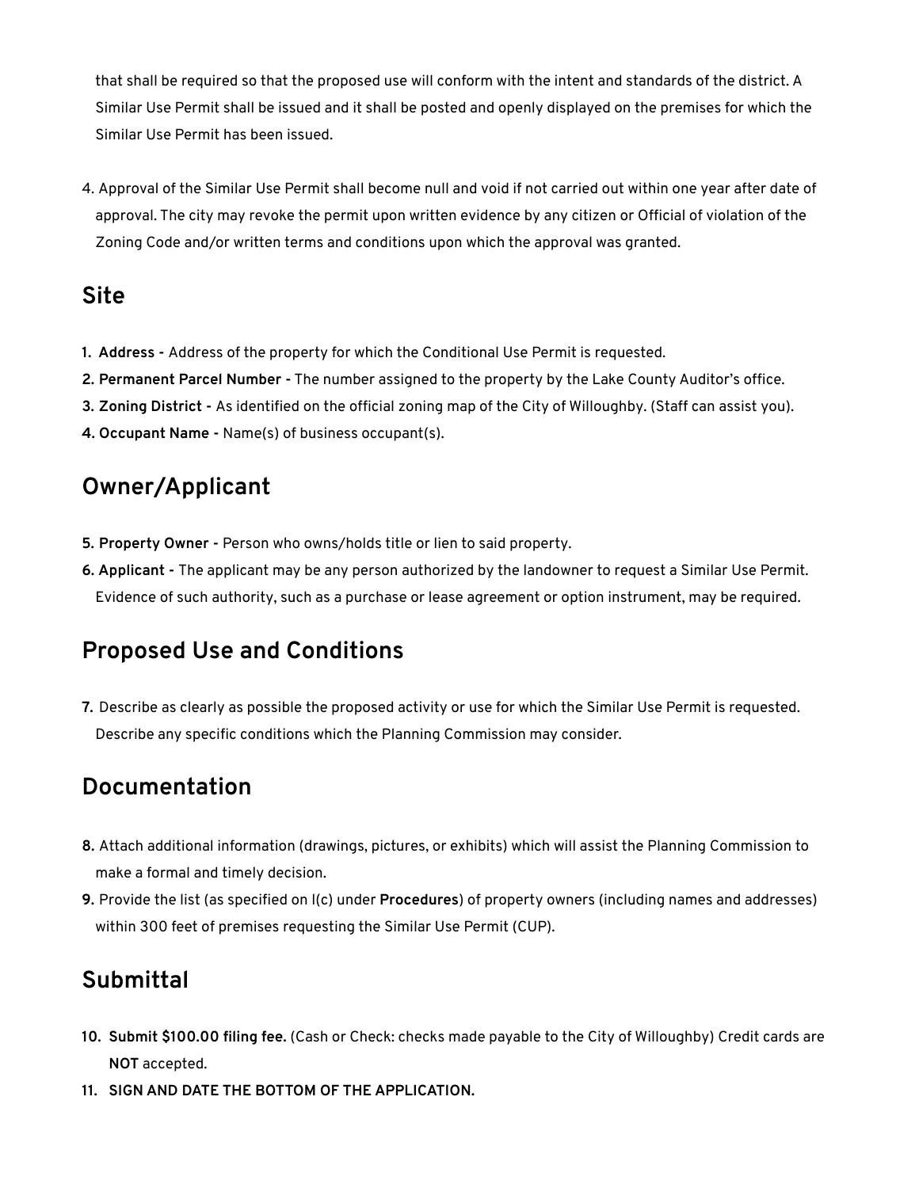that shall be required so that the proposed use will conform with the intent and standards of the district. A Similar Use Permit shall be issued and it shall be posted and openly displayed on the premises for which the Similar Use Permit has been issued.

4. Approval of the Similar Use Permit shall become null and void if not carried out within one year after date of approval. The city may revoke the permit upon written evidence by any citizen or Official of violation of the Zoning Code and/or written terms and conditions upon which the approval was granted.

## Site

1. **Address -** Address of the property for which the Conditional Use Permit is requested.
2. **Permanent Parcel Number -** The number assigned to the property by the Lake County Auditor's office.
3. **Zoning District -** As identified on the official zoning map of the City of Willoughby. (Staff can assist you).
4. **Occupant Name -** Name(s) of business occupant(s).

## Owner/Applicant

5. **Property Owner -** Person who owns/holds title or lien to said property.
6. **Applicant -** The applicant may be any person authorized by the landowner to request a Similar Use Permit. Evidence of such authority, such as a purchase or lease agreement or option instrument, may be required.

## Proposed Use and Conditions

7. Describe as clearly as possible the proposed activity or use for which the Similar Use Permit is requested. Describe any specific conditions which the Planning Commission may consider.

## Documentation

8. Attach additional information (drawings, pictures, or exhibits) which will assist the Planning Commission to make a formal and timely decision.
9. Provide the list (as specified on I(c) under **Procedures**) of property owners (including names and addresses) within 300 feet of premises requesting the Similar Use Permit (CUP).

## Submittal

10. **Submit $100.00 filing fee.** (Cash or Check: checks made payable to the City of Willoughby) Credit cards are **NOT** accepted.
11. **SIGN AND DATE THE BOTTOM OF THE APPLICATION.**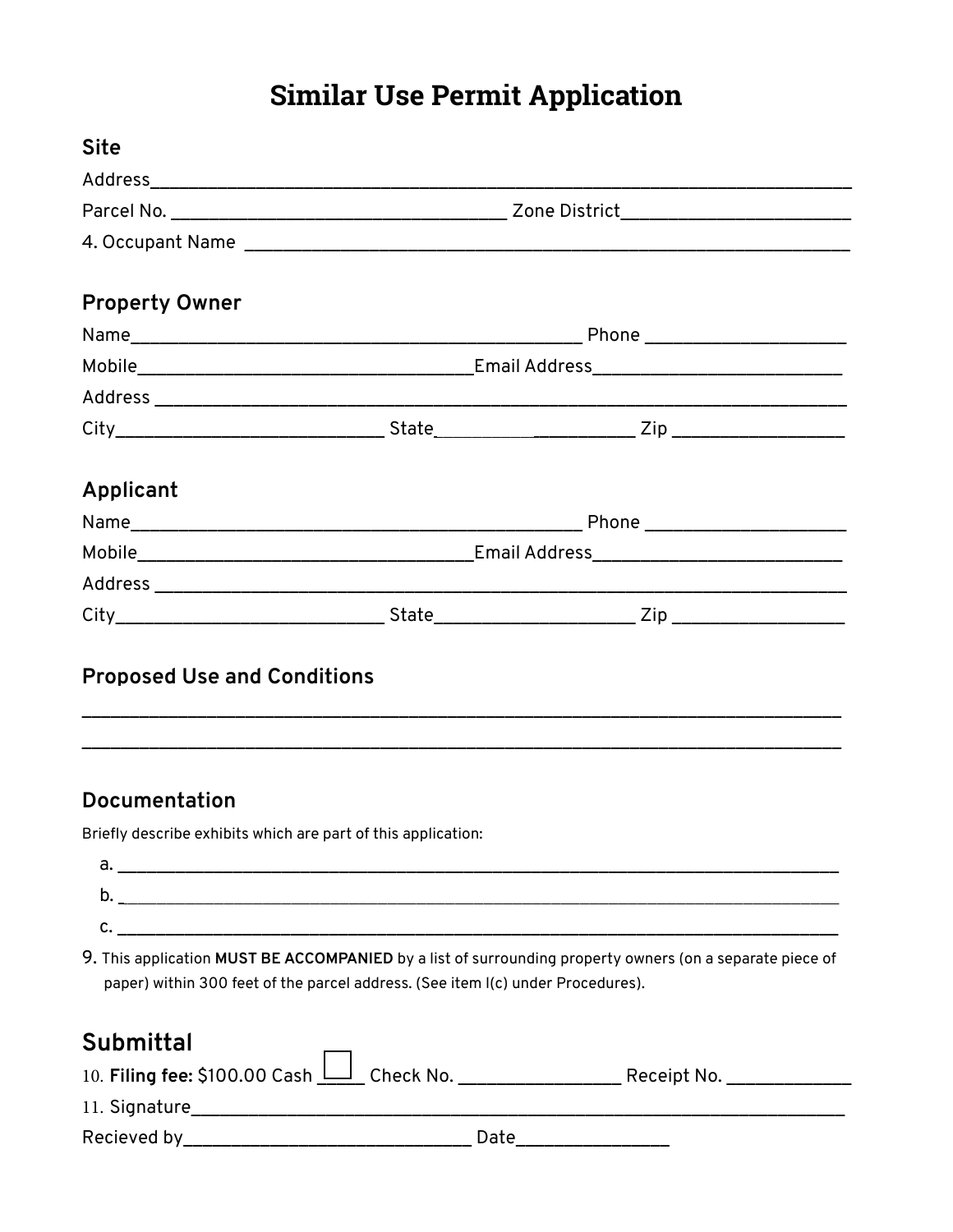# Similar Use Permit Application

## Site

Address_______________________________________________________________________

Parcel No. ______________________________ Zone District_____________________

4. Occupant Name ___________________________________________________________

## Property Owner

Name____________________________________________ Phone ___________________

Mobile________________________________Email Address______________________

Address _____________________________________________________________________

City_________________________ State____________________ Zip _______________

## Applicant

Name____________________________________________ Phone ___________________

Mobile________________________________Email Address______________________

Address _____________________________________________________________________

City_________________________ State____________________ Zip _______________

## Proposed Use and Conditions

_____________________________________________________________________________

_____________________________________________________________________________

## Documentation

Briefly describe exhibits which are part of this application:

a. ___________________________________________________________________________

b. ___________________________________________________________________________

c. ___________________________________________________________________________

9. This application **MUST BE ACCOMPANIED** by a list of surrounding property owners (on a separate piece of paper) within 300 feet of the parcel address. (See item I(c) under Procedures).

## Submittal

10. **Filing fee:** $100.00 Cash ☐ _____ Check No. _______________ Receipt No. ____________

11. Signature__________________________________________________________________

Recieved by____________________________ Date_______________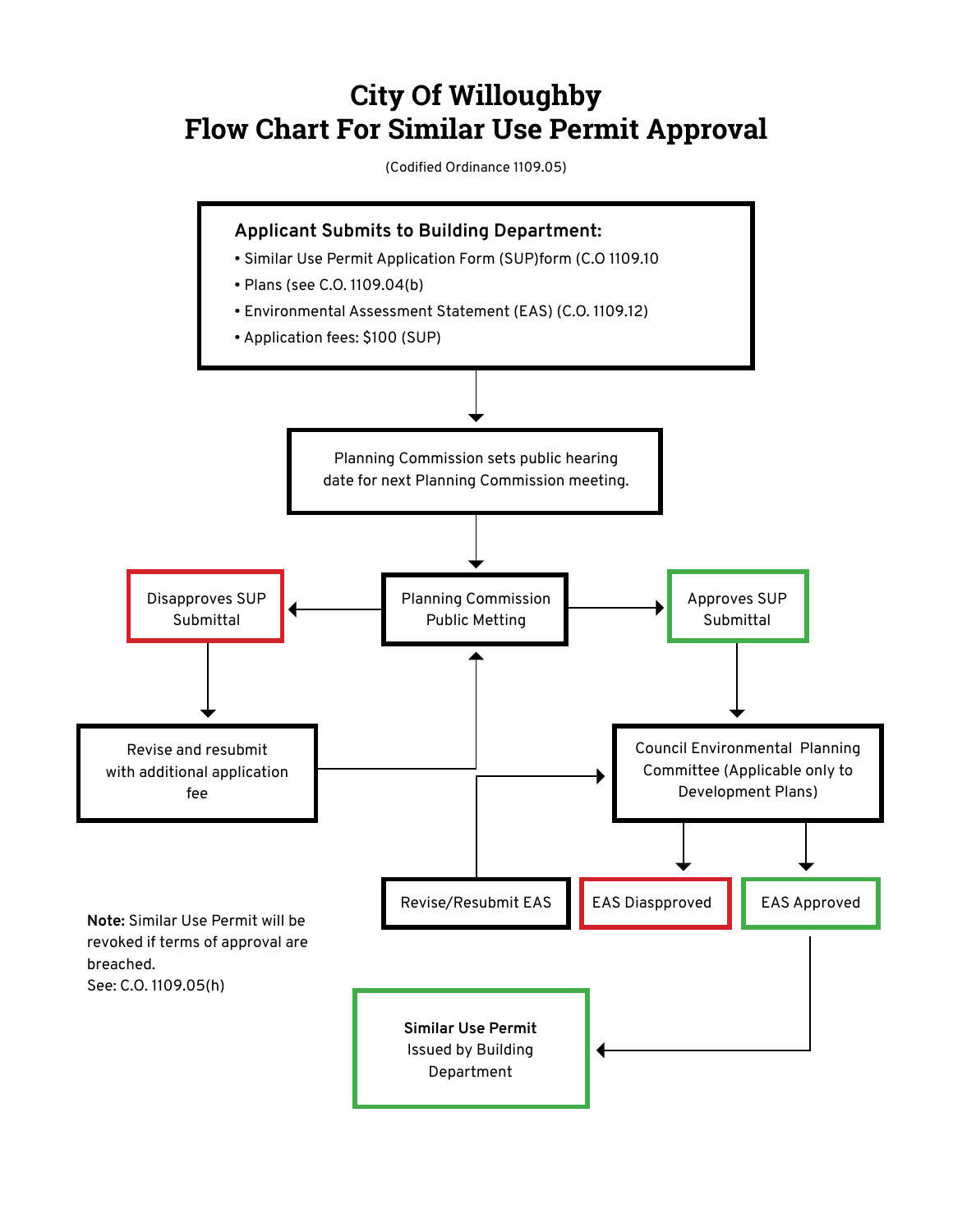# City Of Willoughby
# Flow Chart For Similar Use Permit Approval

(Codified Ordinance 1109.05)

**Applicant Submits to Building Department:**

- Similar Use Permit Application Form (SUP)form (C.O 1109.10
- Plans (see C.O. 1109.04(b)
- Environmental Assessment Statement (EAS) (C.O. 1109.12)
- Application fees: $100 (SUP)

↓

Planning Commission sets public hearing date for next Planning Commission meeting.

↓

Planning Commission Public Metting

- → Disapproves SUP Submittal → Revise and resubmit with additional application fee → (back to) Planning Commission Public Metting
- → Approves SUP Submittal → Council Environmental Planning Committee (Applicable only to Development Plans)
  - → EAS Diaspproved → Revise/Resubmit EAS → (back to) Council Environmental Planning Committee (Applicable only to Development Plans)
  - → EAS Approved → **Similar Use Permit** Issued by Building Department

**Note:** Similar Use Permit will be revoked if terms of approval are breached.
See: C.O. 1109.05(h)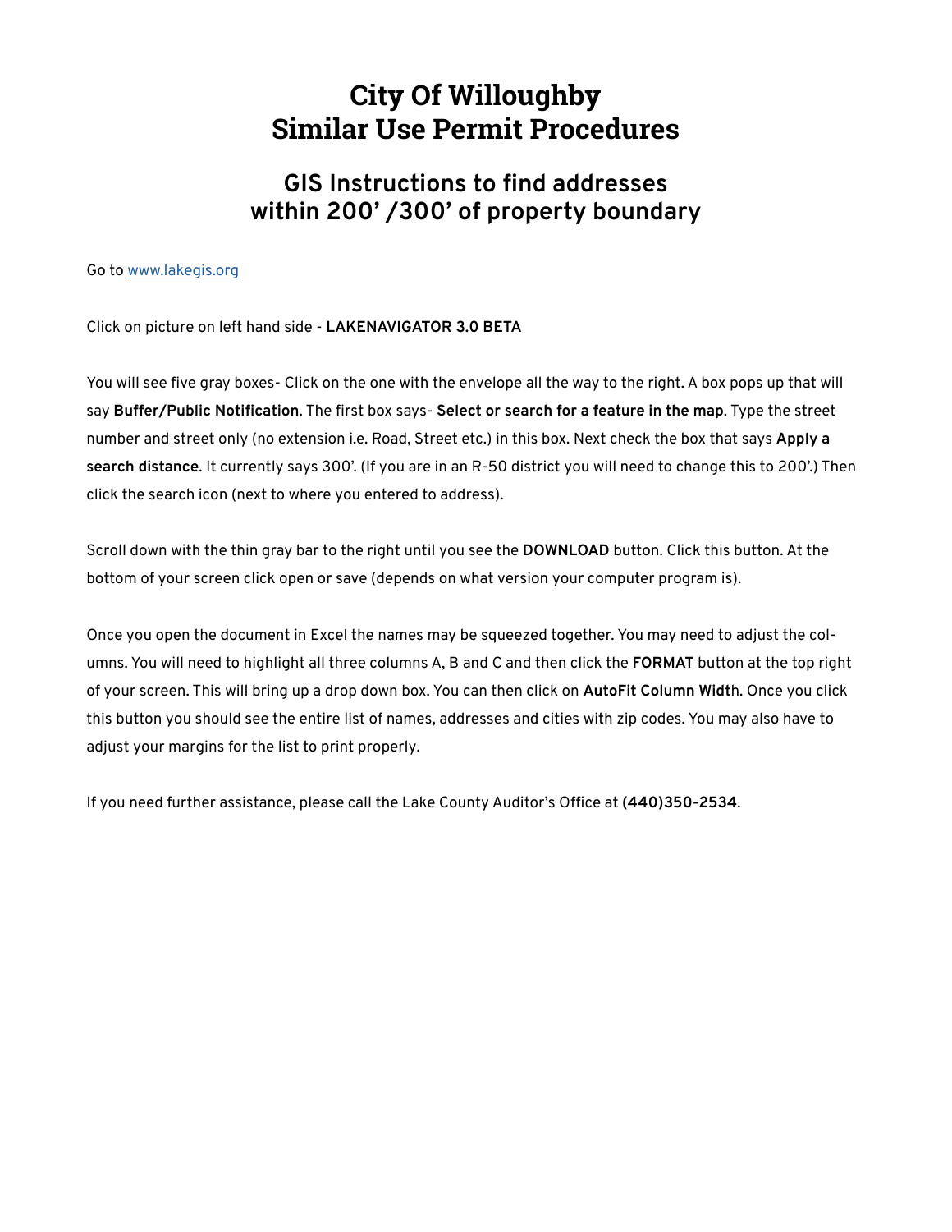# City Of Willoughby
# Similar Use Permit Procedures

## GIS Instructions to find addresses within 200' /300' of property boundary

Go to www.lakegis.org

Click on picture on left hand side - **LAKENAVIGATOR 3.0 BETA**

You will see five gray boxes- Click on the one with the envelope all the way to the right. A box pops up that will say **Buffer/Public Notification**. The first box says- **Select or search for a feature in the map**. Type the street number and street only (no extension i.e. Road, Street etc.) in this box. Next check the box that says **Apply a search distance**. It currently says 300'. (If you are in an R-50 district you will need to change this to 200'.) Then click the search icon (next to where you entered to address).

Scroll down with the thin gray bar to the right until you see the **DOWNLOAD** button. Click this button. At the bottom of your screen click open or save (depends on what version your computer program is).

Once you open the document in Excel the names may be squeezed together. You may need to adjust the columns. You will need to highlight all three columns A, B and C and then click the **FORMAT** button at the top right of your screen. This will bring up a drop down box. You can then click on **AutoFit Column Widt**h. Once you click this button you should see the entire list of names, addresses and cities with zip codes. You may also have to adjust your margins for the list to print properly.

If you need further assistance, please call the Lake County Auditor's Office at **(440)350-2534**.